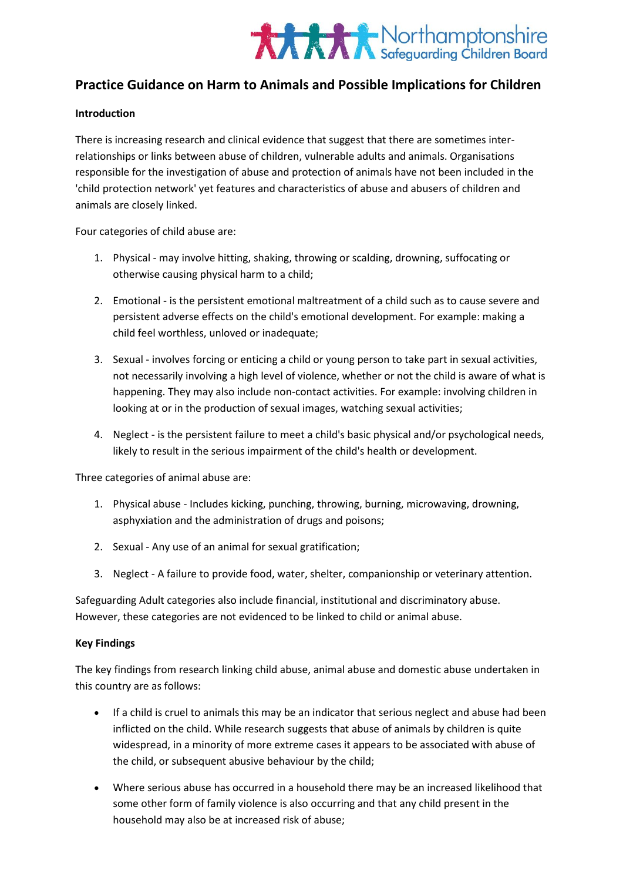# Practice Guidance on Harm to Animals and Possible Implications for Children

**Introduction**

There is increasing research and clinical evidence that suggest that there are sometimes inter-relationships or links between abuse of children, vulnerable adults and animals. Organisations responsible for the investigation of abuse and protection of animals have not been included in the 'child protection network' yet features and characteristics of abuse and abusers of children and animals are closely linked.

Four categories of child abuse are:

1. Physical - may involve hitting, shaking, throwing or scalding, drowning, suffocating or otherwise causing physical harm to a child;

2. Emotional - is the persistent emotional maltreatment of a child such as to cause severe and persistent adverse effects on the child's emotional development. For example: making a child feel worthless, unloved or inadequate;

3. Sexual - involves forcing or enticing a child or young person to take part in sexual activities, not necessarily involving a high level of violence, whether or not the child is aware of what is happening. They may also include non-contact activities. For example: involving children in looking at or in the production of sexual images, watching sexual activities;

4. Neglect - is the persistent failure to meet a child's basic physical and/or psychological needs, likely to result in the serious impairment of the child's health or development.

Three categories of animal abuse are:

1. Physical abuse - Includes kicking, punching, throwing, burning, microwaving, drowning, asphyxiation and the administration of drugs and poisons;

2. Sexual - Any use of an animal for sexual gratification;

3. Neglect - A failure to provide food, water, shelter, companionship or veterinary attention.

Safeguarding Adult categories also include financial, institutional and discriminatory abuse. However, these categories are not evidenced to be linked to child or animal abuse.

**Key Findings**

The key findings from research linking child abuse, animal abuse and domestic abuse undertaken in this country are as follows:

- If a child is cruel to animals this may be an indicator that serious neglect and abuse had been inflicted on the child. While research suggests that abuse of animals by children is quite widespread, in a minority of more extreme cases it appears to be associated with abuse of the child, or subsequent abusive behaviour by the child;

- Where serious abuse has occurred in a household there may be an increased likelihood that some other form of family violence is also occurring and that any child present in the household may also be at increased risk of abuse;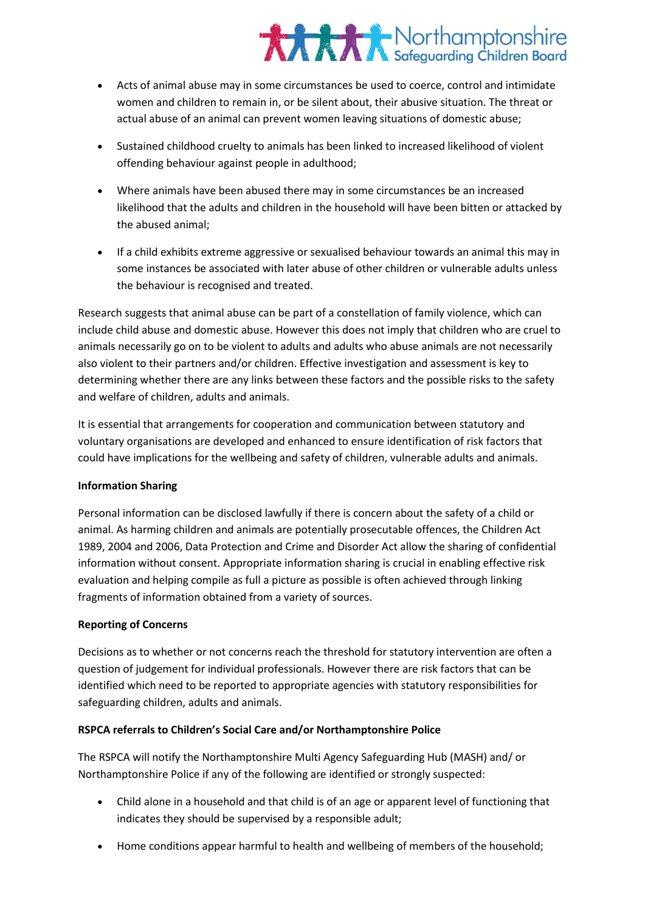- Acts of animal abuse may in some circumstances be used to coerce, control and intimidate women and children to remain in, or be silent about, their abusive situation. The threat or actual abuse of an animal can prevent women leaving situations of domestic abuse;
- Sustained childhood cruelty to animals has been linked to increased likelihood of violent offending behaviour against people in adulthood;
- Where animals have been abused there may in some circumstances be an increased likelihood that the adults and children in the household will have been bitten or attacked by the abused animal;
- If a child exhibits extreme aggressive or sexualised behaviour towards an animal this may in some instances be associated with later abuse of other children or vulnerable adults unless the behaviour is recognised and treated.

Research suggests that animal abuse can be part of a constellation of family violence, which can include child abuse and domestic abuse. However this does not imply that children who are cruel to animals necessarily go on to be violent to adults and adults who abuse animals are not necessarily also violent to their partners and/or children. Effective investigation and assessment is key to determining whether there are any links between these factors and the possible risks to the safety and welfare of children, adults and animals.

It is essential that arrangements for cooperation and communication between statutory and voluntary organisations are developed and enhanced to ensure identification of risk factors that could have implications for the wellbeing and safety of children, vulnerable adults and animals.

**Information Sharing**

Personal information can be disclosed lawfully if there is concern about the safety of a child or animal. As harming children and animals are potentially prosecutable offences, the Children Act 1989, 2004 and 2006, Data Protection and Crime and Disorder Act allow the sharing of confidential information without consent. Appropriate information sharing is crucial in enabling effective risk evaluation and helping compile as full a picture as possible is often achieved through linking fragments of information obtained from a variety of sources.

**Reporting of Concerns**

Decisions as to whether or not concerns reach the threshold for statutory intervention are often a question of judgement for individual professionals. However there are risk factors that can be identified which need to be reported to appropriate agencies with statutory responsibilities for safeguarding children, adults and animals.

**RSPCA referrals to Children's Social Care and/or Northamptonshire Police**

The RSPCA will notify the Northamptonshire Multi Agency Safeguarding Hub (MASH) and/ or Northamptonshire Police if any of the following are identified or strongly suspected:

- Child alone in a household and that child is of an age or apparent level of functioning that indicates they should be supervised by a responsible adult;
- Home conditions appear harmful to health and wellbeing of members of the household;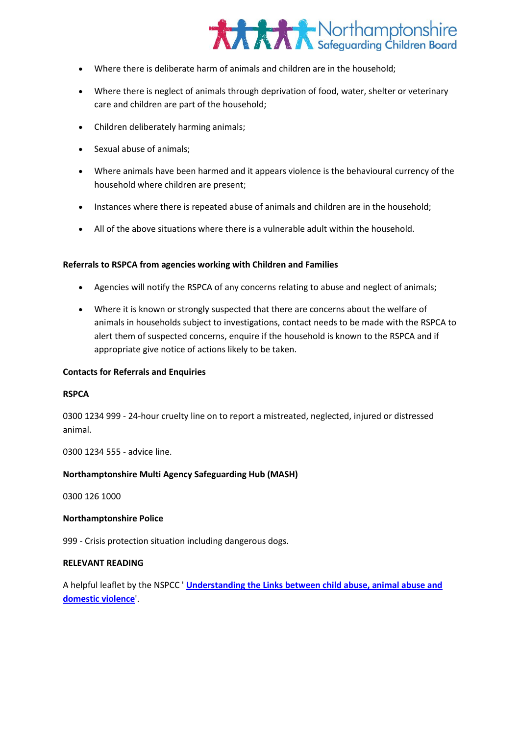- Where there is deliberate harm of animals and children are in the household;
- Where there is neglect of animals through deprivation of food, water, shelter or veterinary care and children are part of the household;
- Children deliberately harming animals;
- Sexual abuse of animals;
- Where animals have been harmed and it appears violence is the behavioural currency of the household where children are present;
- Instances where there is repeated abuse of animals and children are in the household;
- All of the above situations where there is a vulnerable adult within the household.

**Referrals to RSPCA from agencies working with Children and Families**

- Agencies will notify the RSPCA of any concerns relating to abuse and neglect of animals;
- Where it is known or strongly suspected that there are concerns about the welfare of animals in households subject to investigations, contact needs to be made with the RSPCA to alert them of suspected concerns, enquire if the household is known to the RSPCA and if appropriate give notice of actions likely to be taken.

**Contacts for Referrals and Enquiries**

**RSPCA**

0300 1234 999 - 24-hour cruelty line on to report a mistreated, neglected, injured or distressed animal.

0300 1234 555 - advice line.

**Northamptonshire Multi Agency Safeguarding Hub (MASH)**

0300 126 1000

**Northamptonshire Police**

999 - Crisis protection situation including dangerous dogs.

**RELEVANT READING**

A helpful leaflet by the NSPCC ' **Understanding the Links between child abuse, animal abuse and domestic violence**'.